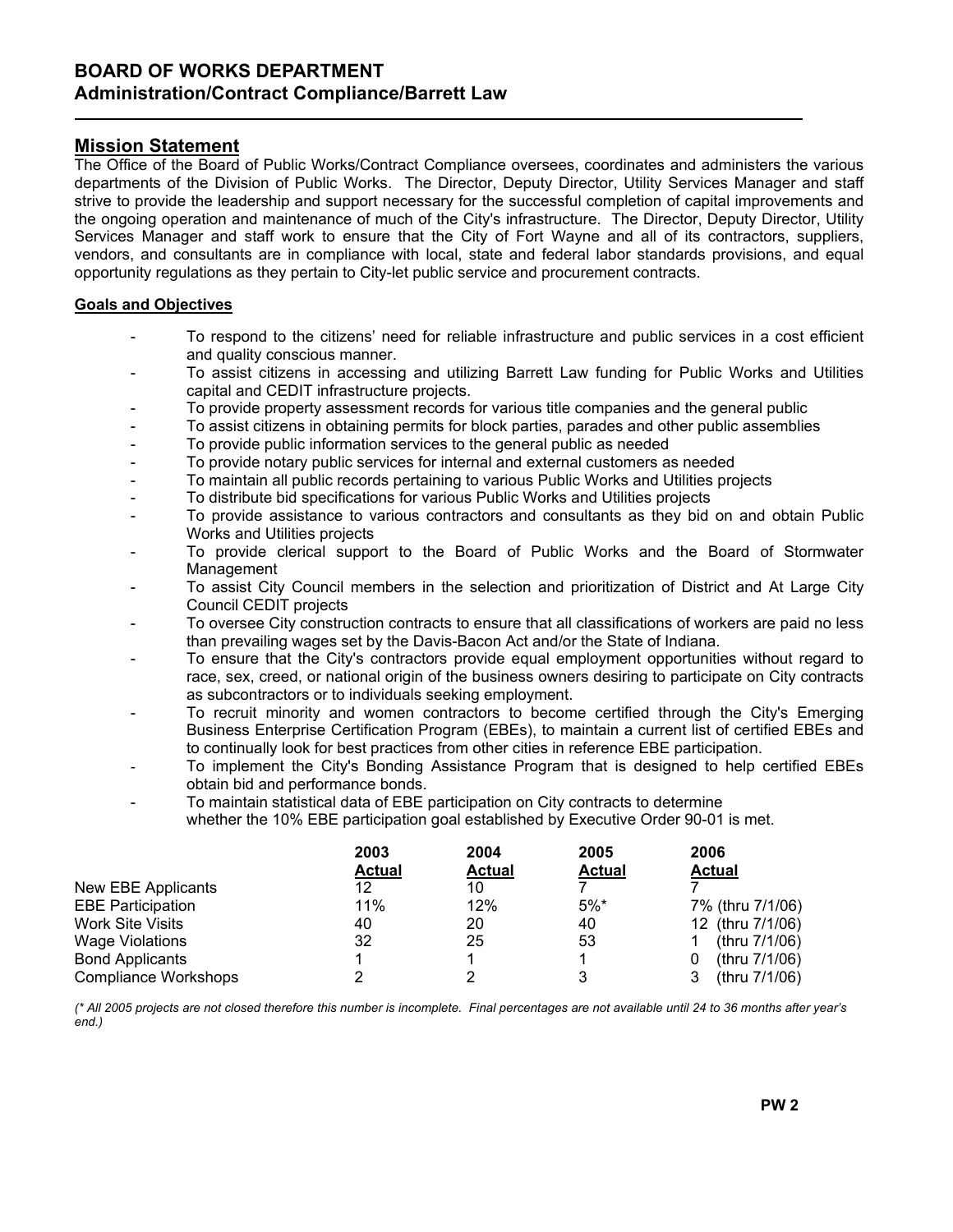# BOARD OF WORKS DEPARTMENT
## Administration/Contract Compliance/Barrett Law

## Mission Statement

The Office of the Board of Public Works/Contract Compliance oversees, coordinates and administers the various departments of the Division of Public Works. The Director, Deputy Director, Utility Services Manager and staff strive to provide the leadership and support necessary for the successful completion of capital improvements and the ongoing operation and maintenance of much of the City's infrastructure. The Director, Deputy Director, Utility Services Manager and staff work to ensure that the City of Fort Wayne and all of its contractors, suppliers, vendors, and consultants are in compliance with local, state and federal labor standards provisions, and equal opportunity regulations as they pertain to City-let public service and procurement contracts.

### Goals and Objectives

- To respond to the citizens' need for reliable infrastructure and public services in a cost efficient and quality conscious manner.
- To assist citizens in accessing and utilizing Barrett Law funding for Public Works and Utilities capital and CEDIT infrastructure projects.
- To provide property assessment records for various title companies and the general public
- To assist citizens in obtaining permits for block parties, parades and other public assemblies
- To provide public information services to the general public as needed
- To provide notary public services for internal and external customers as needed
- To maintain all public records pertaining to various Public Works and Utilities projects
- To distribute bid specifications for various Public Works and Utilities projects
- To provide assistance to various contractors and consultants as they bid on and obtain Public Works and Utilities projects
- To provide clerical support to the Board of Public Works and the Board of Stormwater Management
- To assist City Council members in the selection and prioritization of District and At Large City Council CEDIT projects
- To oversee City construction contracts to ensure that all classifications of workers are paid no less than prevailing wages set by the Davis-Bacon Act and/or the State of Indiana.
- To ensure that the City's contractors provide equal employment opportunities without regard to race, sex, creed, or national origin of the business owners desiring to participate on City contracts as subcontractors or to individuals seeking employment.
- To recruit minority and women contractors to become certified through the City's Emerging Business Enterprise Certification Program (EBEs), to maintain a current list of certified EBEs and to continually look for best practices from other cities in reference EBE participation.
- To implement the City's Bonding Assistance Program that is designed to help certified EBEs obtain bid and performance bonds.
- To maintain statistical data of EBE participation on City contracts to determine whether the 10% EBE participation goal established by Executive Order 90-01 is met.

| | 2003 Actual | 2004 Actual | 2005 Actual | 2006 Actual |
|---|---|---|---|---|
| New EBE Applicants | 12 | 10 | 7 | 7 |
| EBE Participation | 11% | 12% | 5%* | 7% (thru 7/1/06) |
| Work Site Visits | 40 | 20 | 40 | 12 (thru 7/1/06) |
| Wage Violations | 32 | 25 | 53 | 1 (thru 7/1/06) |
| Bond Applicants | 1 | 1 | 1 | 0 (thru 7/1/06) |
| Compliance Workshops | 2 | 2 | 3 | 3 (thru 7/1/06) |

*(* All 2005 projects are not closed therefore this number is incomplete. Final percentages are not available until 24 to 36 months after year's end.)*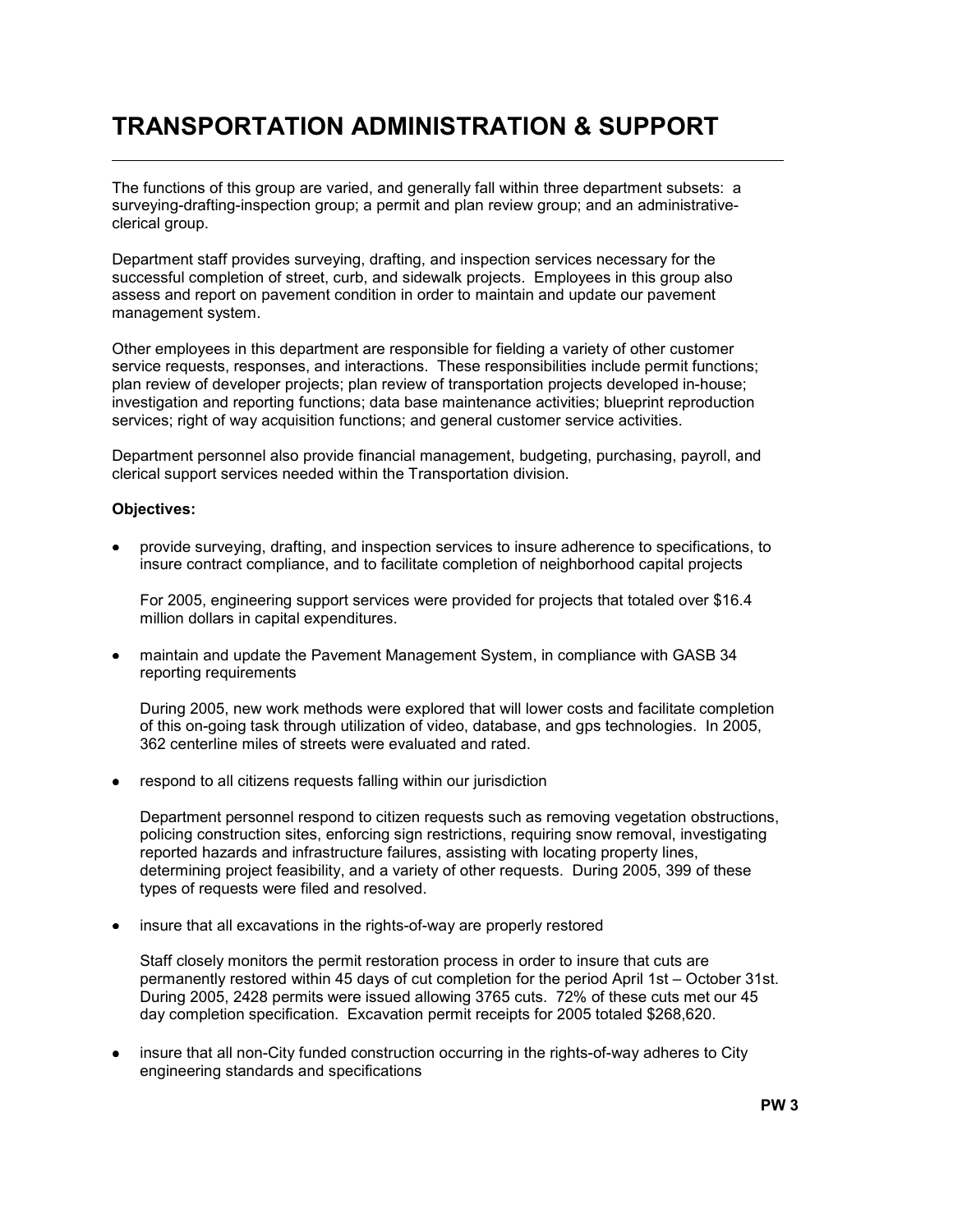# TRANSPORTATION ADMINISTRATION & SUPPORT

The functions of this group are varied, and generally fall within three department subsets: a surveying-drafting-inspection group; a permit and plan review group; and an administrative-clerical group.

Department staff provides surveying, drafting, and inspection services necessary for the successful completion of street, curb, and sidewalk projects. Employees in this group also assess and report on pavement condition in order to maintain and update our pavement management system.

Other employees in this department are responsible for fielding a variety of other customer service requests, responses, and interactions. These responsibilities include permit functions; plan review of developer projects; plan review of transportation projects developed in-house; investigation and reporting functions; data base maintenance activities; blueprint reproduction services; right of way acquisition functions; and general customer service activities.

Department personnel also provide financial management, budgeting, purchasing, payroll, and clerical support services needed within the Transportation division.

**Objectives:**

- provide surveying, drafting, and inspection services to insure adherence to specifications, to insure contract compliance, and to facilitate completion of neighborhood capital projects

  For 2005, engineering support services were provided for projects that totaled over $16.4 million dollars in capital expenditures.

- maintain and update the Pavement Management System, in compliance with GASB 34 reporting requirements

  During 2005, new work methods were explored that will lower costs and facilitate completion of this on-going task through utilization of video, database, and gps technologies. In 2005, 362 centerline miles of streets were evaluated and rated.

- respond to all citizens requests falling within our jurisdiction

  Department personnel respond to citizen requests such as removing vegetation obstructions, policing construction sites, enforcing sign restrictions, requiring snow removal, investigating reported hazards and infrastructure failures, assisting with locating property lines, determining project feasibility, and a variety of other requests. During 2005, 399 of these types of requests were filed and resolved.

- insure that all excavations in the rights-of-way are properly restored

  Staff closely monitors the permit restoration process in order to insure that cuts are permanently restored within 45 days of cut completion for the period April 1st – October 31st. During 2005, 2428 permits were issued allowing 3765 cuts. 72% of these cuts met our 45 day completion specification. Excavation permit receipts for 2005 totaled $268,620.

- insure that all non-City funded construction occurring in the rights-of-way adheres to City engineering standards and specifications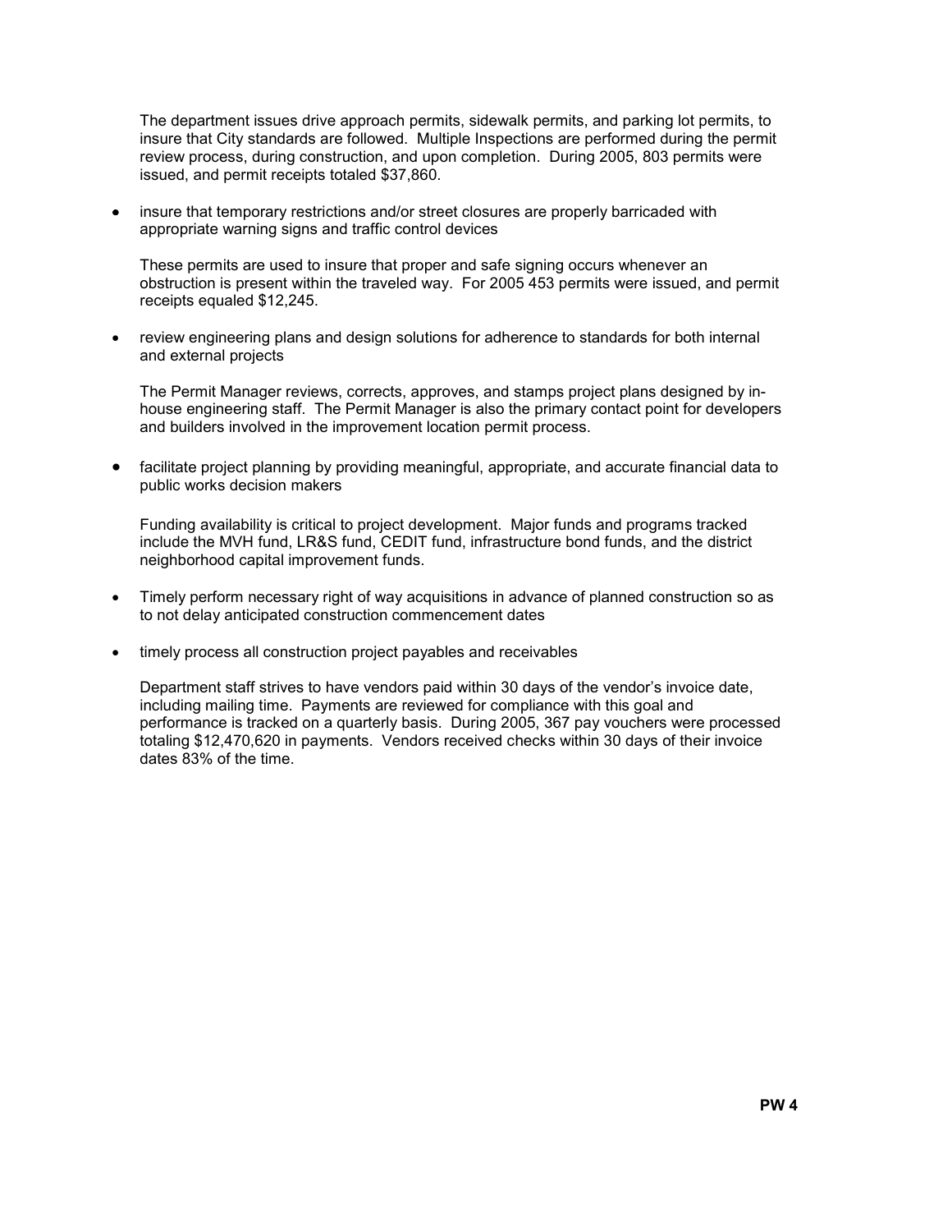The department issues drive approach permits, sidewalk permits, and parking lot permits, to insure that City standards are followed. Multiple Inspections are performed during the permit review process, during construction, and upon completion. During 2005, 803 permits were issued, and permit receipts totaled $37,860.

- insure that temporary restrictions and/or street closures are properly barricaded with appropriate warning signs and traffic control devices

  These permits are used to insure that proper and safe signing occurs whenever an obstruction is present within the traveled way. For 2005 453 permits were issued, and permit receipts equaled $12,245.

- review engineering plans and design solutions for adherence to standards for both internal and external projects

  The Permit Manager reviews, corrects, approves, and stamps project plans designed by in-house engineering staff. The Permit Manager is also the primary contact point for developers and builders involved in the improvement location permit process.

- facilitate project planning by providing meaningful, appropriate, and accurate financial data to public works decision makers

  Funding availability is critical to project development. Major funds and programs tracked include the MVH fund, LR&S fund, CEDIT fund, infrastructure bond funds, and the district neighborhood capital improvement funds.

- Timely perform necessary right of way acquisitions in advance of planned construction so as to not delay anticipated construction commencement dates

- timely process all construction project payables and receivables

  Department staff strives to have vendors paid within 30 days of the vendor's invoice date, including mailing time. Payments are reviewed for compliance with this goal and performance is tracked on a quarterly basis. During 2005, 367 pay vouchers were processed totaling $12,470,620 in payments. Vendors received checks within 30 days of their invoice dates 83% of the time.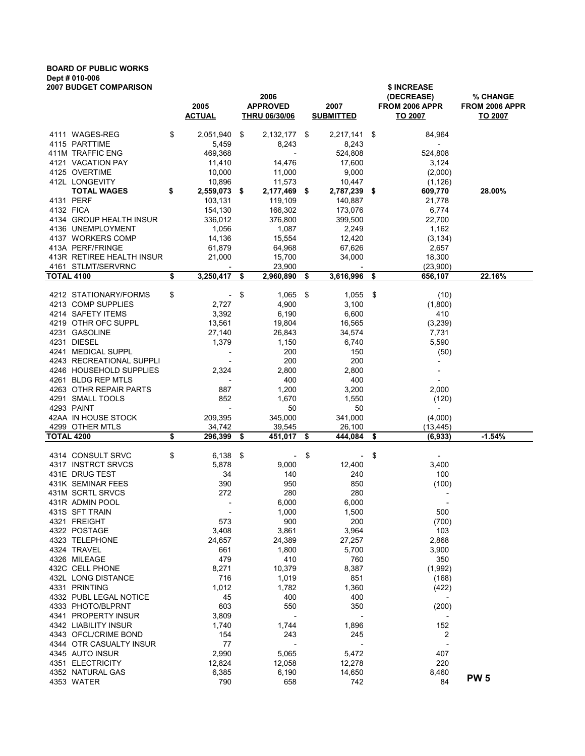**BOARD OF PUBLIC WORKS**
**Dept # 010-006**
**2007 BUDGET COMPARISON**

| | | 2005 ACTUAL | 2006 APPROVED THRU 06/30/06 | 2007 SUBMITTED | $ INCREASE (DECREASE) FROM 2006 APPR TO 2007 | % CHANGE FROM 2006 APPR TO 2007 |
|---|---|---|---|---|---|---|
| 4111 | WAGES-REG | $ 2,051,940 | $ 2,132,177 | $ 2,217,141 | $ 84,964 | |
| 4115 | PARTTIME | 5,459 | 8,243 | 8,243 | - | |
| 411M | TRAFFIC ENG | 469,368 | - | 524,808 | 524,808 | |
| 4121 | VACATION PAY | 11,410 | 14,476 | 17,600 | 3,124 | |
| 4125 | OVERTIME | 10,000 | 11,000 | 9,000 | (2,000) | |
| 412L | LONGEVITY | 10,896 | 11,573 | 10,447 | (1,126) | |
| | **TOTAL WAGES** | **$ 2,559,073** | **$ 2,177,469** | **$ 2,787,239** | **$ 609,770** | **28.00%** |
| 4131 | PERF | 103,131 | 119,109 | 140,887 | 21,778 | |
| 4132 | FICA | 154,130 | 166,302 | 173,076 | 6,774 | |
| 4134 | GROUP HEALTH INSUR | 336,012 | 376,800 | 399,500 | 22,700 | |
| 4136 | UNEMPLOYMENT | 1,056 | 1,087 | 2,249 | 1,162 | |
| 4137 | WORKERS COMP | 14,136 | 15,554 | 12,420 | (3,134) | |
| 413A | PERF/FRINGE | 61,879 | 64,968 | 67,626 | 2,657 | |
| 413R | RETIREE HEALTH INSUR | 21,000 | 15,700 | 34,000 | 18,300 | |
| 4161 | STLMT/SERVRNC | - | 23,900 | - | (23,900) | |
| **TOTAL 4100** | | **$ 3,250,417** | **$ 2,960,890** | **$ 3,616,996** | **$ 656,107** | **22.16%** |
| 4212 | STATIONARY/FORMS | $ - | $ 1,065 | $ 1,055 | $ (10) | |
| 4213 | COMP SUPPLIES | 2,727 | 4,900 | 3,100 | (1,800) | |
| 4214 | SAFETY ITEMS | 3,392 | 6,190 | 6,600 | 410 | |
| 4219 | OTHR OFC SUPPL | 13,561 | 19,804 | 16,565 | (3,239) | |
| 4231 | GASOLINE | 27,140 | 26,843 | 34,574 | 7,731 | |
| 4231 | DIESEL | 1,379 | 1,150 | 6,740 | 5,590 | |
| 4241 | MEDICAL SUPPL | - | 200 | 150 | (50) | |
| 4243 | RECREATIONAL SUPPLI | - | 200 | 200 | - | |
| 4246 | HOUSEHOLD SUPPLIES | 2,324 | 2,800 | 2,800 | - | |
| 4261 | BLDG REP MTLS | - | 400 | 400 | - | |
| 4263 | OTHR REPAIR PARTS | 887 | 1,200 | 3,200 | 2,000 | |
| 4291 | SMALL TOOLS | 852 | 1,670 | 1,550 | (120) | |
| 4293 | PAINT | - | 50 | 50 | - | |
| 42AA | IN HOUSE STOCK | 209,395 | 345,000 | 341,000 | (4,000) | |
| 4299 | OTHER MTLS | 34,742 | 39,545 | 26,100 | (13,445) | |
| **TOTAL 4200** | | **$ 296,399** | **$ 451,017** | **$ 444,084** | **$ (6,933)** | **-1.54%** |
| 4314 | CONSULT SRVC | $ 6,138 | $ - | $ - | $ - | |
| 4317 | INSTRCT SRVCS | 5,878 | 9,000 | 12,400 | 3,400 | |
| 431E | DRUG TEST | 34 | 140 | 240 | 100 | |
| 431K | SEMINAR FEES | 390 | 950 | 850 | (100) | |
| 431M | SCRTL SRVCS | 272 | 280 | 280 | - | |
| 431R | ADMIN POOL | - | 6,000 | 6,000 | - | |
| 431S | SFT TRAIN | - | 1,000 | 1,500 | 500 | |
| 4321 | FREIGHT | 573 | 900 | 200 | (700) | |
| 4322 | POSTAGE | 3,408 | 3,861 | 3,964 | 103 | |
| 4323 | TELEPHONE | 24,657 | 24,389 | 27,257 | 2,868 | |
| 4324 | TRAVEL | 661 | 1,800 | 5,700 | 3,900 | |
| 4326 | MILEAGE | 479 | 410 | 760 | 350 | |
| 432C | CELL PHONE | 8,271 | 10,379 | 8,387 | (1,992) | |
| 432L | LONG DISTANCE | 716 | 1,019 | 851 | (168) | |
| 4331 | PRINTING | 1,012 | 1,782 | 1,360 | (422) | |
| 4332 | PUBL LEGAL NOTICE | 45 | 400 | 400 | - | |
| 4333 | PHOTO/BLPRNT | 603 | 550 | 350 | (200) | |
| 4341 | PROPERTY INSUR | 3,809 | - | - | - | |
| 4342 | LIABILITY INSUR | 1,740 | 1,744 | 1,896 | 152 | |
| 4343 | OFCL/CRIME BOND | 154 | 243 | 245 | 2 | |
| 4344 | OTR CASUALTY INSUR | 77 | - | - | - | |
| 4345 | AUTO INSUR | 2,990 | 5,065 | 5,472 | 407 | |
| 4351 | ELECTRICITY | 12,824 | 12,058 | 12,278 | 220 | |
| 4352 | NATURAL GAS | 6,385 | 6,190 | 14,650 | 8,460 | |
| 4353 | WATER | 790 | 658 | 742 | 84 | |

**PW 5**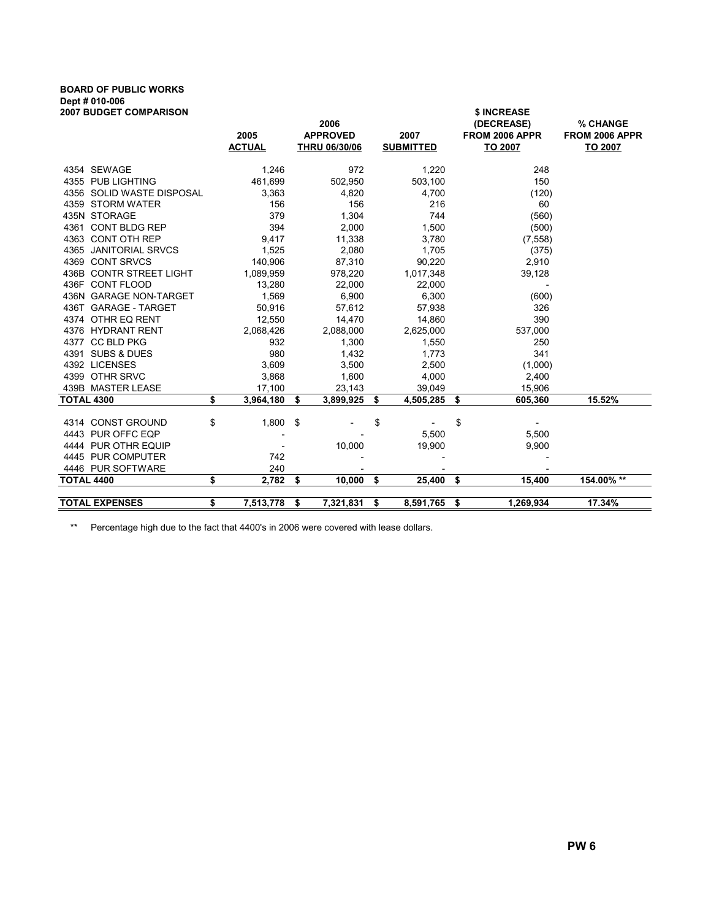**BOARD OF PUBLIC WORKS**
**Dept # 010-006**
**2007 BUDGET COMPARISON**

| | 2005 ACTUAL | 2006 APPROVED THRU 06/30/06 | 2007 SUBMITTED | $ INCREASE (DECREASE) FROM 2006 APPR TO 2007 | % CHANGE FROM 2006 APPR TO 2007 |
|---|---|---|---|---|---|
| 4354 SEWAGE | 1,246 | 972 | 1,220 | 248 | |
| 4355 PUB LIGHTING | 461,699 | 502,950 | 503,100 | 150 | |
| 4356 SOLID WASTE DISPOSAL | 3,363 | 4,820 | 4,700 | (120) | |
| 4359 STORM WATER | 156 | 156 | 216 | 60 | |
| 435N STORAGE | 379 | 1,304 | 744 | (560) | |
| 4361 CONT BLDG REP | 394 | 2,000 | 1,500 | (500) | |
| 4363 CONT OTH REP | 9,417 | 11,338 | 3,780 | (7,558) | |
| 4365 JANITORIAL SRVCS | 1,525 | 2,080 | 1,705 | (375) | |
| 4369 CONT SRVCS | 140,906 | 87,310 | 90,220 | 2,910 | |
| 436B CONTR STREET LIGHT | 1,089,959 | 978,220 | 1,017,348 | 39,128 | |
| 436F CONT FLOOD | 13,280 | 22,000 | 22,000 | - | |
| 436N GARAGE NON-TARGET | 1,569 | 6,900 | 6,300 | (600) | |
| 436T GARAGE - TARGET | 50,916 | 57,612 | 57,938 | 326 | |
| 4374 OTHR EQ RENT | 12,550 | 14,470 | 14,860 | 390 | |
| 4376 HYDRANT RENT | 2,068,426 | 2,088,000 | 2,625,000 | 537,000 | |
| 4377 CC BLD PKG | 932 | 1,300 | 1,550 | 250 | |
| 4391 SUBS & DUES | 980 | 1,432 | 1,773 | 341 | |
| 4392 LICENSES | 3,609 | 3,500 | 2,500 | (1,000) | |
| 4399 OTHR SRVC | 3,868 | 1,600 | 4,000 | 2,400 | |
| 439B MASTER LEASE | 17,100 | 23,143 | 39,049 | 15,906 | |
| **TOTAL 4300** | **$ 3,964,180** | **$ 3,899,925** | **$ 4,505,285** | **$ 605,360** | **15.52%** |
| 4314 CONST GROUND | $ 1,800 | $ - | $ - | $ - | |
| 4443 PUR OFFC EQP | - | - | 5,500 | 5,500 | |
| 4444 PUR OTHR EQUIP | - | 10,000 | 19,900 | 9,900 | |
| 4445 PUR COMPUTER | 742 | - | - | - | |
| 4446 PUR SOFTWARE | 240 | - | - | - | |
| **TOTAL 4400** | **$ 2,782** | **$ 10,000** | **$ 25,400** | **$ 15,400** | **154.00% \*\*** |
| **TOTAL EXPENSES** | **$ 7,513,778** | **$ 7,321,831** | **$ 8,591,765** | **$ 1,269,934** | **17.34%** |

** Percentage high due to the fact that 4400's in 2006 were covered with lease dollars.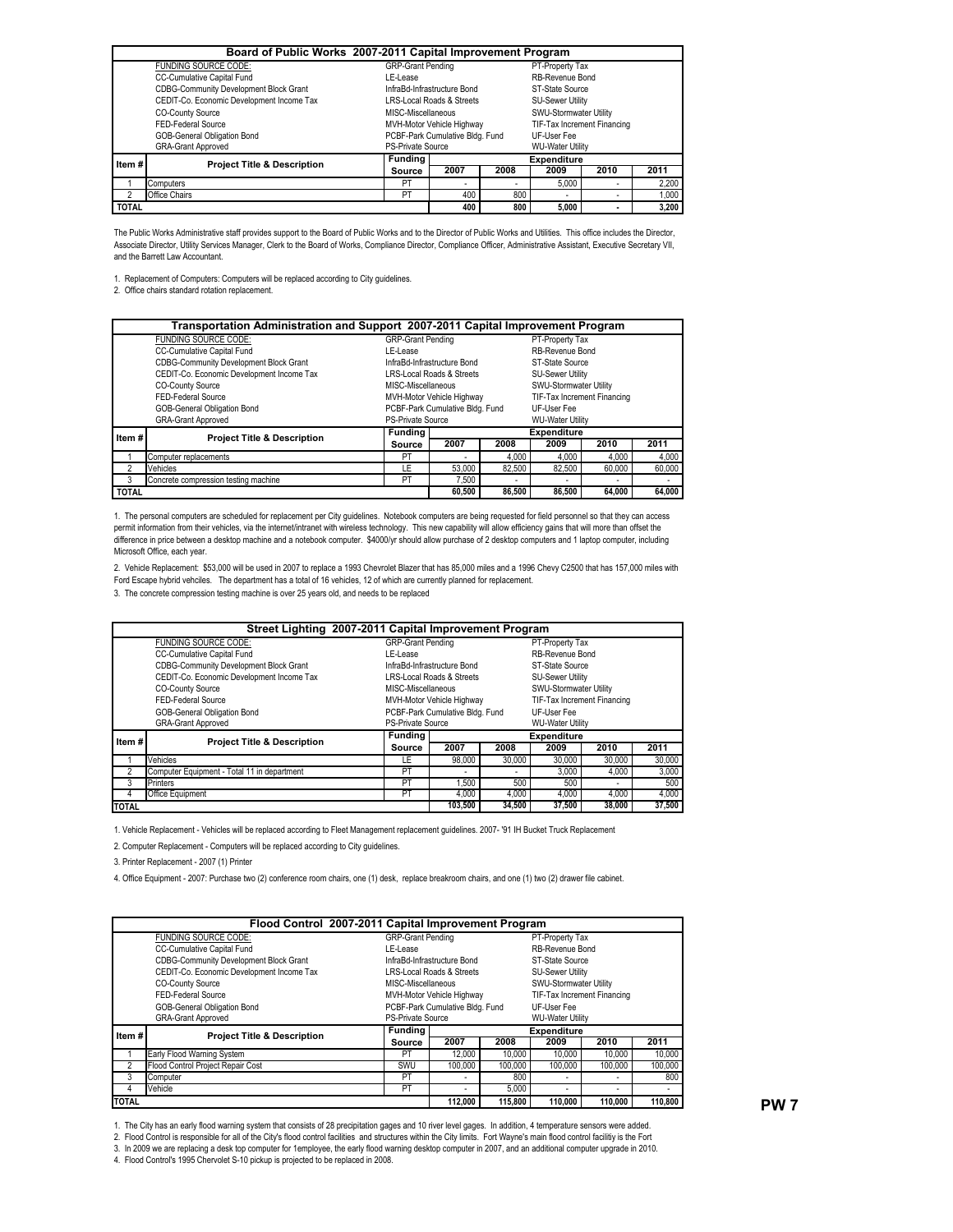## Board of Public Works 2007-2011 Capital Improvement Program

| | | | |
|---|---|---|---|
| FUNDING SOURCE CODE: | GRP-Grant Pending | PT-Property Tax |
| CC-Cumulative Capital Fund | LE-Lease | RB-Revenue Bond |
| CDBG-Community Development Block Grant | InfraBd-Infrastructure Bond | ST-State Source |
| CEDIT-Co. Economic Development Income Tax | LRS-Local Roads & Streets | SU-Sewer Utility |
| CO-County Source | MISC-Miscellaneous | SWU-Stormwater Utility |
| FED-Federal Source | MVH-Motor Vehicle Highway | TIF-Tax Increment Financing |
| GOB-General Obligation Bond | PCBF-Park Cumulative Bldg. Fund | UF-User Fee |
| GRA-Grant Approved | PS-Private Source | WU-Water Utility |

| Item # | Project Title & Description | Funding Source | Expenditure 2007 | 2008 | 2009 | 2010 | 2011 |
|---|---|---|---|---|---|---|---|
| 1 | Computers | PT | - | - | 5,000 | - | 2,200 |
| 2 | Office Chairs | PT | 400 | 800 | - | - | 1,000 |
| TOTAL | | | 400 | 800 | 5,000 | - | 3,200 |

The Public Works Administrative staff provides support to the Board of Public Works and to the Director of Public Works and Utilities. This office includes the Director, Associate Director, Utility Services Manager, Clerk to the Board of Works, Compliance Director, Compliance Officer, Administrative Assistant, Executive Secretary VII, and the Barrett Law Accountant.

1. Replacement of Computers: Computers will be replaced according to City guidelines.
2. Office chairs standard rotation replacement.

## Transportation Administration and Support 2007-2011 Capital Improvement Program

| | | |
|---|---|---|
| FUNDING SOURCE CODE: | GRP-Grant Pending | PT-Property Tax |
| CC-Cumulative Capital Fund | LE-Lease | RB-Revenue Bond |
| CDBG-Community Development Block Grant | InfraBd-Infrastructure Bond | ST-State Source |
| CEDIT-Co. Economic Development Income Tax | LRS-Local Roads & Streets | SU-Sewer Utility |
| CO-County Source | MISC-Miscellaneous | SWU-Stormwater Utility |
| FED-Federal Source | MVH-Motor Vehicle Highway | TIF-Tax Increment Financing |
| GOB-General Obligation Bond | PCBF-Park Cumulative Bldg. Fund | UF-User Fee |
| GRA-Grant Approved | PS-Private Source | WU-Water Utility |

| Item # | Project Title & Description | Funding Source | Expenditure 2007 | 2008 | 2009 | 2010 | 2011 |
|---|---|---|---|---|---|---|---|
| 1 | Computer replacements | PT | - | 4,000 | 4,000 | 4,000 | 4,000 |
| 2 | Vehicles | LE | 53,000 | 82,500 | 82,500 | 60,000 | 60,000 |
| 3 | Concrete compression testing machine | PT | 7,500 | - | - | - | - |
| TOTAL | | | 60,500 | 86,500 | 86,500 | 64,000 | 64,000 |

1. The personal computers are scheduled for replacement per City guidelines. Notebook computers are being requested for field personnel so that they can access permit information from their vehicles, via the internet/intranet with wireless technology. This new capability will allow efficiency gains that will more than offset the difference in price between a desktop machine and a notebook computer. $4000/yr should allow purchase of 2 desktop computers and 1 laptop computer, including Microsoft Office, each year.

2. Vehicle Replacement: $53,000 will be used in 2007 to replace a 1993 Chevrolet Blazer that has 85,000 miles and a 1996 Chevy C2500 that has 157,000 miles with Ford Escape hybrid vehciles. The department has a total of 16 vehicles, 12 of which are currently planned for replacement.

3. The concrete compression testing machine is over 25 years old, and needs to be replaced

## Street Lighting 2007-2011 Capital Improvement Program

| | | |
|---|---|---|
| FUNDING SOURCE CODE: | GRP-Grant Pending | PT-Property Tax |
| CC-Cumulative Capital Fund | LE-Lease | RB-Revenue Bond |
| CDBG-Community Development Block Grant | InfraBd-Infrastructure Bond | ST-State Source |
| CEDIT-Co. Economic Development Income Tax | LRS-Local Roads & Streets | SU-Sewer Utility |
| CO-County Source | MISC-Miscellaneous | SWU-Stormwater Utility |
| FED-Federal Source | MVH-Motor Vehicle Highway | TIF-Tax Increment Financing |
| GOB-General Obligation Bond | PCBF-Park Cumulative Bldg. Fund | UF-User Fee |
| GRA-Grant Approved | PS-Private Source | WU-Water Utility |

| Item # | Project Title & Description | Funding Source | Expenditure 2007 | 2008 | 2009 | 2010 | 2011 |
|---|---|---|---|---|---|---|---|
| 1 | Vehicles | LE | 98,000 | 30,000 | 30,000 | 30,000 | 30,000 |
| 2 | Computer Equipment - Total 11 in department | PT | - | - | 3,000 | 4,000 | 3,000 |
| 3 | Printers | PT | 1,500 | 500 | 500 | - | 500 |
| 4 | Office Equipment | PT | 4,000 | 4,000 | 4,000 | 4,000 | 4,000 |
| TOTAL | | | 103,500 | 34,500 | 37,500 | 38,000 | 37,500 |

1. Vehicle Replacement - Vehicles will be replaced according to Fleet Management replacement guidelines. 2007- '91 IH Bucket Truck Replacement

2. Computer Replacement - Computers will be replaced according to City guidelines.

3. Printer Replacement - 2007 (1) Printer

4. Office Equipment - 2007: Purchase two (2) conference room chairs, one (1) desk, replace breakroom chairs, and one (1) two (2) drawer file cabinet.

## Flood Control 2007-2011 Capital Improvement Program

| | | |
|---|---|---|
| FUNDING SOURCE CODE: | GRP-Grant Pending | PT-Property Tax |
| CC-Cumulative Capital Fund | LE-Lease | RB-Revenue Bond |
| CDBG-Community Development Block Grant | InfraBd-Infrastructure Bond | ST-State Source |
| CEDIT-Co. Economic Development Income Tax | LRS-Local Roads & Streets | SU-Sewer Utility |
| CO-County Source | MISC-Miscellaneous | SWU-Stormwater Utility |
| FED-Federal Source | MVH-Motor Vehicle Highway | TIF-Tax Increment Financing |
| GOB-General Obligation Bond | PCBF-Park Cumulative Bldg. Fund | UF-User Fee |
| GRA-Grant Approved | PS-Private Source | WU-Water Utility |

| Item # | Project Title & Description | Funding Source | Expenditure 2007 | 2008 | 2009 | 2010 | 2011 |
|---|---|---|---|---|---|---|---|
| 1 | Early Flood Warning System | PT | 12,000 | 10,000 | 10,000 | 10,000 | 10,000 |
| 2 | Flood Control Project Repair Cost | SWU | 100,000 | 100,000 | 100,000 | 100,000 | 100,000 |
| 3 | Computer | PT | - | 800 | - | - | 800 |
| 4 | Vehicle | PT | - | 5,000 | - | - | - |
| TOTAL | | | 112,000 | 115,800 | 110,000 | 110,000 | 110,800 |

1. The City has an early flood warning system that consists of 28 precipitation gages and 10 river level gages. In addition, 4 temperature sensors were added.
2. Flood Control is responsible for all of the City's flood control facilities and structures within the City limits. Fort Wayne's main flood control facilitiy is the Fort
3. In 2009 we are replacing a desk top computer for 1employee, the early flood warning desktop computer in 2007, and an additional computer upgrade in 2010.
4. Flood Control's 1995 Chervolet S-10 pickup is projected to be replaced in 2008.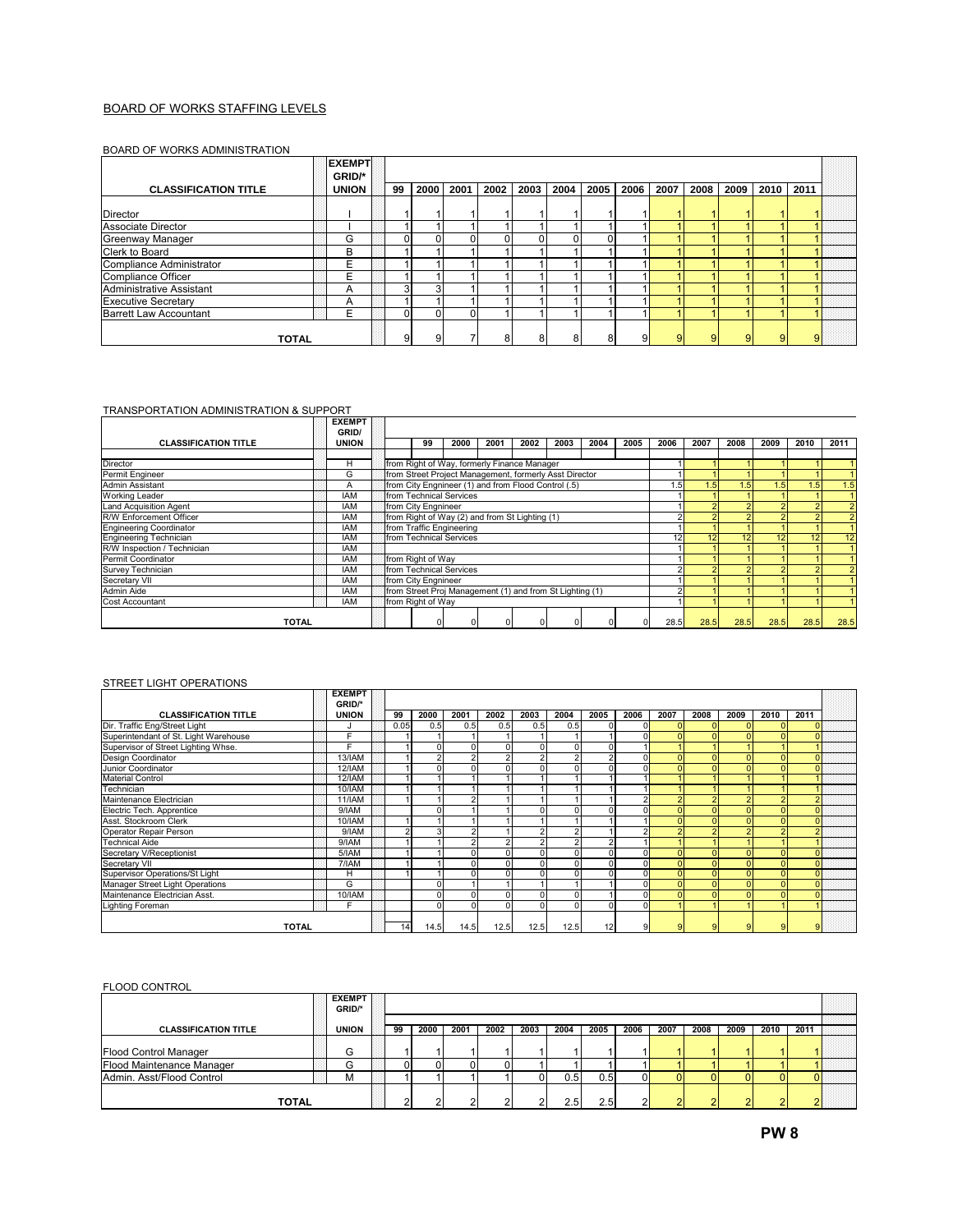## BOARD OF WORKS STAFFING LEVELS

### BOARD OF WORKS ADMINISTRATION

| CLASSIFICATION TITLE | EXEMPT GRID/* UNION | 99 | 2000 | 2001 | 2002 | 2003 | 2004 | 2005 | 2006 | 2007 | 2008 | 2009 | 2010 | 2011 |
|---|---|---|---|---|---|---|---|---|---|---|---|---|---|---|
| Director | I | 1 | 1 | 1 | 1 | 1 | 1 | 1 | 1 | 1 | 1 | 1 | 1 | 1 |
| Associate Director | I | 1 | 1 | 1 | 1 | 1 | 1 | 1 | 1 | 1 | 1 | 1 | 1 | 1 |
| Greenway Manager | G | 0 | 0 | 0 | 0 | 0 | 0 | 0 | 1 | 1 | 1 | 1 | 1 | 1 |
| Clerk to Board | B | 1 | 1 | 1 | 1 | 1 | 1 | 1 | 1 | 1 | 1 | 1 | 1 | 1 |
| Compliance Administrator | E | 1 | 1 | 1 | 1 | 1 | 1 | 1 | 1 | 1 | 1 | 1 | 1 | 1 |
| Compliance Officer | E | 1 | 1 | 1 | 1 | 1 | 1 | 1 | 1 | 1 | 1 | 1 | 1 | 1 |
| Administrative Assistant | A | 3 | 3 | 1 | 1 | 1 | 1 | 1 | 1 | 1 | 1 | 1 | 1 | 1 |
| Executive Secretary | A | 1 | 1 | 1 | 1 | 1 | 1 | 1 | 1 | 1 | 1 | 1 | 1 | 1 |
| Barrett Law Accountant | E | 0 | 0 | 0 | 1 | 1 | 1 | 1 | 1 | 1 | 1 | 1 | 1 | 1 |
| **TOTAL** | | 9 | 9 | 7 | 8 | 8 | 8 | 8 | 9 | 9 | 9 | 9 | 9 | 9 |

### TRANSPORTATION ADMINISTRATION & SUPPORT

| CLASSIFICATION TITLE | EXEMPT GRID/ UNION | 99 | 2000 | 2001 | 2002 | 2003 | 2004 | 2005 | 2006 | 2007 | 2008 | 2009 | 2010 | 2011 |
|---|---|---|---|---|---|---|---|---|---|---|---|---|---|---|
| Director | H | from Right of Way, formerly Finance Manager | | | | | | | 1 | 1 | 1 | 1 | 1 | 1 |
| Permit Engineer | G | from Street Project Management, formerly Asst Director | | | | | | | 1 | 1 | 1 | 1 | 1 | 1 |
| Admin Assistant | A | from City Engnineer (1) and from Flood Control (.5) | | | | | | | 1.5 | 1.5 | 1.5 | 1.5 | 1.5 | 1.5 |
| Working Leader | IAM | from Technical Services | | | | | | | 1 | 1 | 1 | 1 | 1 | 1 |
| Land Acquisition Agent | IAM | from City Engnineer | | | | | | | 1 | 2 | 2 | 2 | 2 | 2 |
| R/W Enforcement Officer | IAM | from Right of Way (2) and from St Lighting (1) | | | | | | | 2 | 2 | 2 | 2 | 2 | 2 |
| Engineering Coordinator | IAM | from Traffic Engineering | | | | | | | 1 | 1 | 1 | 1 | 1 | 1 |
| Engineering Technician | IAM | from Technical Services | | | | | | | 12 | 12 | 12 | 12 | 12 | 12 |
| R/W Inspection / Technician | IAM | | | | | | | | 1 | 1 | 1 | 1 | 1 | 1 |
| Permit Coordinator | IAM | from Right of Way | | | | | | | 1 | 1 | 1 | 1 | 1 | 1 |
| Survey Technician | IAM | from Technical Services | | | | | | | 2 | 2 | 2 | 2 | 2 | 2 |
| Secretary VII | IAM | from City Engnineer | | | | | | | 1 | 1 | 1 | 1 | 1 | 1 |
| Admin Aide | IAM | from Street Proj Management (1) and from St Lighting (1) | | | | | | | 2 | 1 | 1 | 1 | 1 | 1 |
| Cost Accountant | IAM | from Right of Way | | | | | | | 1 | 1 | 1 | 1 | 1 | 1 |
| **TOTAL** | | | 0 | 0 | 0 | 0 | 0 | 0 | 28.5 | 28.5 | 28.5 | 28.5 | 28.5 | 28.5 |

### STREET LIGHT OPERATIONS

| CLASSIFICATION TITLE | EXEMPT GRID/* UNION | 99 | 2000 | 2001 | 2002 | 2003 | 2004 | 2005 | 2006 | 2007 | 2008 | 2009 | 2010 | 2011 |
|---|---|---|---|---|---|---|---|---|---|---|---|---|---|---|
| Dir. Traffic Eng/Street Light | J | 0.05 | 0.5 | 0.5 | 0.5 | 0.5 | 0.5 | 0 | 0 | 0 | 0 | 0 | 0 | 0 |
| Superintendant of St. Light Warehouse | F | 1 | 1 | 1 | 1 | 1 | 1 | 1 | 0 | 0 | 0 | 0 | 0 | 0 |
| Supervisor of Street Lighting Whse. | F | 1 | 0 | 0 | 0 | 0 | 0 | 0 | 1 | 1 | 1 | 1 | 1 | 1 |
| Design Coordinator | 13/IAM | 1 | 2 | 2 | 2 | 2 | 2 | 2 | 0 | 0 | 0 | 0 | 0 | 0 |
| Junior Coordinator | 12/IAM | 1 | 0 | 0 | 0 | 0 | 0 | 0 | 0 | 0 | 0 | 0 | 0 | 0 |
| Material Control | 12/IAM | 1 | 1 | 1 | 1 | 1 | 1 | 1 | 1 | 1 | 1 | 1 | 1 | 1 |
| Technician | 10/IAM | 1 | 1 | 1 | 1 | 1 | 1 | 1 | 1 | 1 | 1 | 1 | 1 | 1 |
| Maintenance Electrician | 11/IAM | 1 | 1 | 2 | 1 | 1 | 1 | 1 | 2 | 2 | 2 | 2 | 2 | 2 |
| Electric Tech. Apprentice | 9/IAM | | 0 | 1 | 1 | 0 | 0 | 0 | 0 | 0 | 0 | 0 | 0 | 0 |
| Asst. Stockroom Clerk | 10/IAM | 1 | 1 | 1 | 1 | 1 | 1 | 1 | 1 | 0 | 0 | 0 | 0 | 0 |
| Operator Repair Person | 9/IAM | 2 | 3 | 2 | 1 | 2 | 2 | 1 | 2 | 2 | 2 | 2 | 2 | 2 |
| Technical Aide | 9/IAM | 1 | 1 | 2 | 2 | 2 | 2 | 2 | 1 | 1 | 1 | 1 | 1 | 1 |
| Secretary V/Receptionist | 5/IAM | 1 | 1 | 0 | 0 | 0 | 0 | 0 | 0 | 0 | 0 | 0 | 0 | 0 |
| Secretary VII | 7/IAM | 1 | 1 | 0 | 0 | 0 | 0 | 0 | 0 | 0 | 0 | 0 | 0 | 0 |
| Supervisor Operations/St Light | H | 1 | 1 | 0 | 0 | 0 | 0 | 0 | 0 | 0 | 0 | 0 | 0 | 0 |
| Manager Street Light Operations | G | | 0 | 1 | 1 | 1 | 1 | 1 | 0 | 0 | 0 | 0 | 0 | 0 |
| Maintenance Electrician Asst. | 10/IAM | | 0 | 0 | 0 | 0 | 0 | 1 | 0 | 0 | 0 | 0 | 0 | 0 |
| Lighting Foreman | F | | 0 | 0 | 0 | 0 | 0 | 0 | 0 | 1 | 1 | 1 | 1 | 1 |
| **TOTAL** | | 14 | 14.5 | 14.5 | 12.5 | 12.5 | 12.5 | 12 | 9 | 9 | 9 | 9 | 9 | 9 |

### FLOOD CONTROL

| CLASSIFICATION TITLE | EXEMPT GRID/* UNION | 99 | 2000 | 2001 | 2002 | 2003 | 2004 | 2005 | 2006 | 2007 | 2008 | 2009 | 2010 | 2011 |
|---|---|---|---|---|---|---|---|---|---|---|---|---|---|---|
| Flood Control Manager | G | 1 | 1 | 1 | 1 | 1 | 1 | 1 | 1 | 1 | 1 | 1 | 1 | 1 |
| Flood Maintenance Manager | G | 0 | 0 | 0 | 0 | 1 | 1 | 1 | 1 | 1 | 1 | 1 | 1 | 1 |
| Admin. Asst/Flood Control | M | 1 | 1 | 1 | 1 | 0 | 0.5 | 0.5 | 0 | 0 | 0 | 0 | 0 | 0 |
| **TOTAL** | | 2 | 2 | 2 | 2 | 2 | 2.5 | 2.5 | 2 | 2 | 2 | 2 | 2 | 2 |

**PW 8**